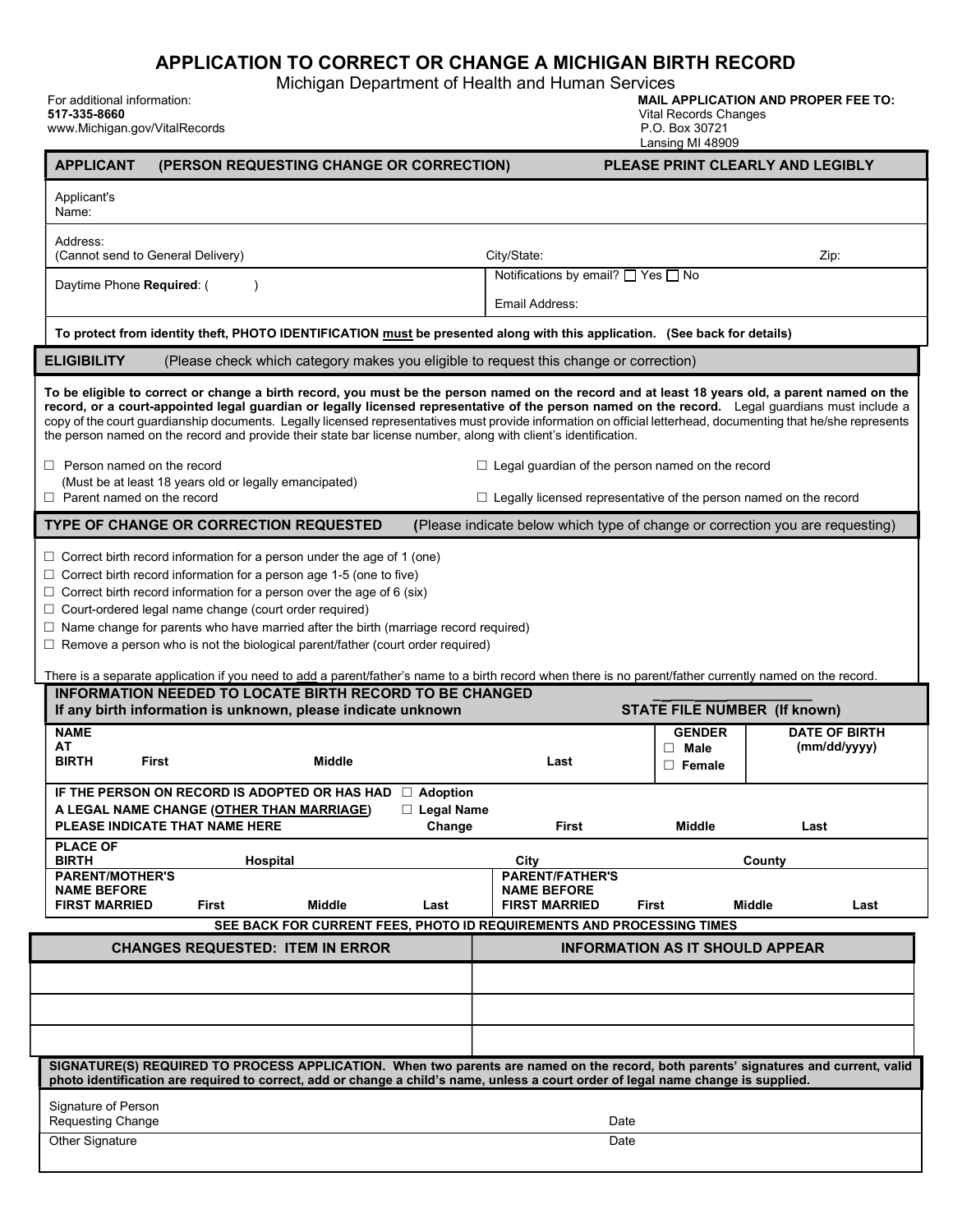# APPLICATION TO CORRECT OR CHANGE A MICHIGAN BIRTH RECORD

Michigan Department of Health and Human Services

For additional information:
**517-335-8660**
www.Michigan.gov/VitalRecords

**MAIL APPLICATION AND PROPER FEE TO:**
Vital Records Changes
P.O. Box 30721
Lansing MI 48909

## APPLICANT (PERSON REQUESTING CHANGE OR CORRECTION) — PLEASE PRINT CLEARLY AND LEGIBLY

Applicant's Name:

Address: (Cannot send to General Delivery) | City/State: | Zip:

Daytime Phone **Required**: ( )

Notifications by email? ☐ Yes ☐ No

Email Address:

**To protect from identity theft, PHOTO IDENTIFICATION must be presented along with this application. (See back for details)**

## ELIGIBILITY (Please check which category makes you eligible to request this change or correction)

**To be eligible to correct or change a birth record, you must be the person named on the record and at least 18 years old, a parent named on the record, or a court-appointed legal guardian or legally licensed representative of the person named on the record.** Legal guardians must include a copy of the court guardianship documents. Legally licensed representatives must provide information on official letterhead, documenting that he/she represents the person named on the record and provide their state bar license number, along with client's identification.

☐ Person named on the record (Must be at least 18 years old or legally emancipated)
☐ Parent named on the record
☐ Legal guardian of the person named on the record
☐ Legally licensed representative of the person named on the record

## TYPE OF CHANGE OR CORRECTION REQUESTED (Please indicate below which type of change or correction you are requesting)

☐ Correct birth record information for a person under the age of 1 (one)
☐ Correct birth record information for a person age 1-5 (one to five)
☐ Correct birth record information for a person over the age of 6 (six)
☐ Court-ordered legal name change (court order required)
☐ Name change for parents who have married after the birth (marriage record required)
☐ Remove a person who is not the biological parent/father (court order required)

There is a separate application if you need to add a parent/father's name to a birth record when there is no parent/father currently named on the record.

## INFORMATION NEEDED TO LOCATE BIRTH RECORD TO BE CHANGED

**If any birth information is unknown, please indicate unknown** — **STATE FILE NUMBER (If known)** ____________

| NAME AT BIRTH | First | Middle | Last | GENDER ☐ Male ☐ Female | DATE OF BIRTH (mm/dd/yyyy) |
|---|---|---|---|---|---|
| | | | | | |

**IF THE PERSON ON RECORD IS ADOPTED OR HAS HAD A LEGAL NAME CHANGE (OTHER THAN MARRIAGE) PLEASE INDICATE THAT NAME HERE** ☐ Adoption ☐ Legal Name Change — First | Middle | Last

**PLACE OF BIRTH** — Hospital | City | County

**PARENT/MOTHER'S NAME BEFORE FIRST MARRIED** — First | Middle | Last

**PARENT/FATHER'S NAME BEFORE FIRST MARRIED** — First | Middle | Last

**SEE BACK FOR CURRENT FEES, PHOTO ID REQUIREMENTS AND PROCESSING TIMES**

| CHANGES REQUESTED: ITEM IN ERROR | INFORMATION AS IT SHOULD APPEAR |
|---|---|
| | |
| | |
| | |

**SIGNATURE(S) REQUIRED TO PROCESS APPLICATION. When two parents are named on the record, both parents' signatures and current, valid photo identification are required to correct, add or change a child's name, unless a court order of legal name change is supplied.**

Signature of Person Requesting Change ______________________ Date ________

Other Signature ______________________ Date ________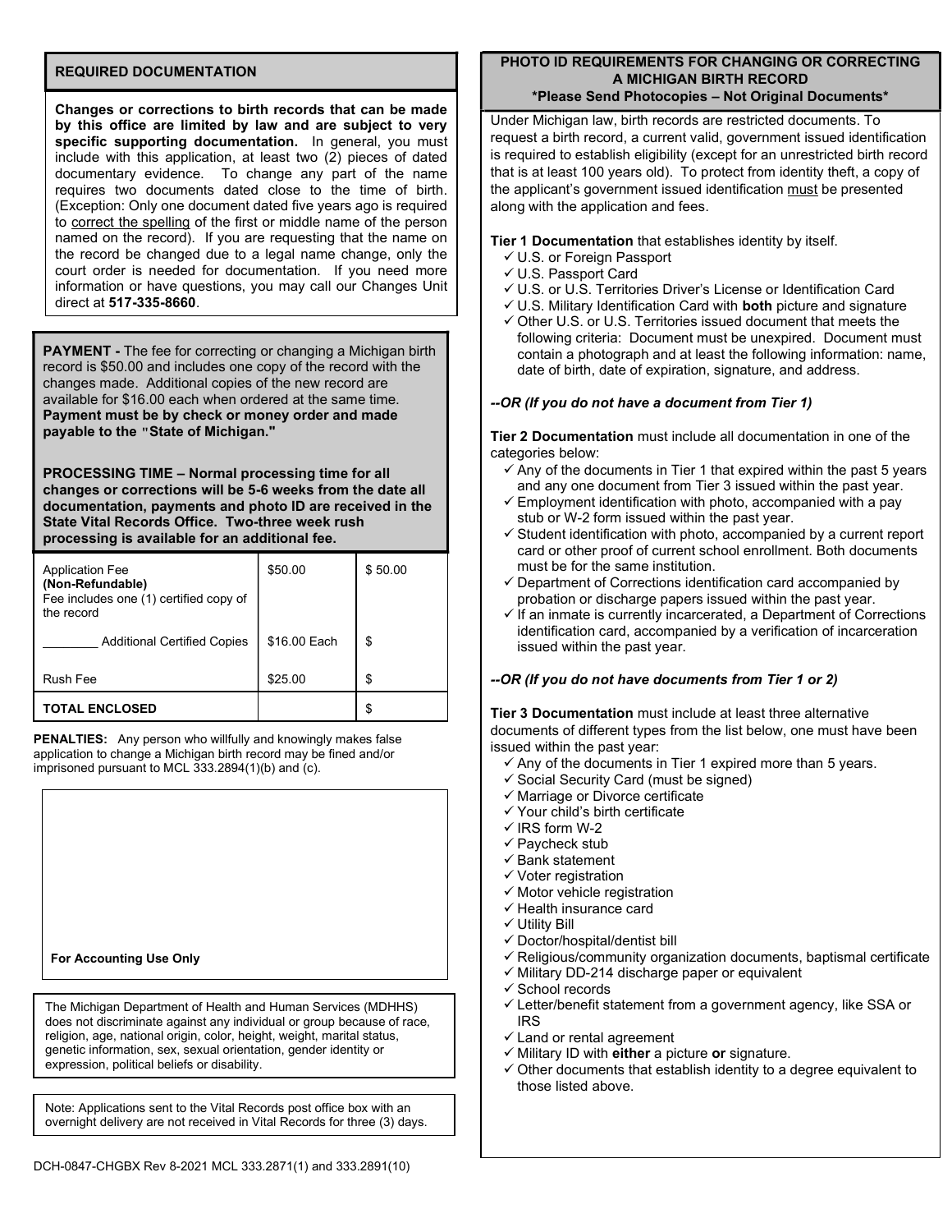## REQUIRED DOCUMENTATION

**Changes or corrections to birth records that can be made by this office are limited by law and are subject to very specific supporting documentation.** In general, you must include with this application, at least two (2) pieces of dated documentary evidence. To change any part of the name requires two documents dated close to the time of birth. (Exception: Only one document dated five years ago is required to correct the spelling of the first or middle name of the person named on the record). If you are requesting that the name on the record be changed due to a legal name change, only the court order is needed for documentation. If you need more information or have questions, you may call our Changes Unit direct at **517-335-8660**.

**PAYMENT -** The fee for correcting or changing a Michigan birth record is $50.00 and includes one copy of the record with the changes made. Additional copies of the new record are available for $16.00 each when ordered at the same time. **Payment must be by check or money order and made payable to the "State of Michigan."**

**PROCESSING TIME – Normal processing time for all changes or corrections will be 5-6 weeks from the date all documentation, payments and photo ID are received in the State Vital Records Office. Two-three week rush processing is available for an additional fee.**

| | | |
|---|---|---|
| Application Fee **(Non-Refundable)** Fee includes one (1) certified copy of the record | $50.00 | $ 50.00 |
| ________ Additional Certified Copies | $16.00 Each | $ |
| Rush Fee | $25.00 | $ |
| **TOTAL ENCLOSED** | | $ |

**PENALTIES:** Any person who willfully and knowingly makes false application to change a Michigan birth record may be fined and/or imprisoned pursuant to MCL 333.2894(1)(b) and (c).

**For Accounting Use Only**

The Michigan Department of Health and Human Services (MDHHS) does not discriminate against any individual or group because of race, religion, age, national origin, color, height, weight, marital status, genetic information, sex, sexual orientation, gender identity or expression, political beliefs or disability.

Note: Applications sent to the Vital Records post office box with an overnight delivery are not received in Vital Records for three (3) days.

DCH-0847-CHGBX Rev 8-2021 MCL 333.2871(1) and 333.2891(10)

## PHOTO ID REQUIREMENTS FOR CHANGING OR CORRECTING A MICHIGAN BIRTH RECORD

**\*Please Send Photocopies – Not Original Documents\***

Under Michigan law, birth records are restricted documents. To request a birth record, a current valid, government issued identification is required to establish eligibility (except for an unrestricted birth record that is at least 100 years old). To protect from identity theft, a copy of the applicant's government issued identification must be presented along with the application and fees.

**Tier 1 Documentation** that establishes identity by itself.

- ✓ U.S. or Foreign Passport
- ✓ U.S. Passport Card
- ✓ U.S. or U.S. Territories Driver's License or Identification Card
- ✓ U.S. Military Identification Card with **both** picture and signature
- ✓ Other U.S. or U.S. Territories issued document that meets the following criteria: Document must be unexpired. Document must contain a photograph and at least the following information: name, date of birth, date of expiration, signature, and address.

***--OR (If you do not have a document from Tier 1)***

**Tier 2 Documentation** must include all documentation in one of the categories below:

- ✓ Any of the documents in Tier 1 that expired within the past 5 years and any one document from Tier 3 issued within the past year.
- ✓ Employment identification with photo, accompanied with a pay stub or W-2 form issued within the past year.
- ✓ Student identification with photo, accompanied by a current report card or other proof of current school enrollment. Both documents must be for the same institution.
- ✓ Department of Corrections identification card accompanied by probation or discharge papers issued within the past year.
- ✓ If an inmate is currently incarcerated, a Department of Corrections identification card, accompanied by a verification of incarceration issued within the past year.

***--OR (If you do not have documents from Tier 1 or 2)***

**Tier 3 Documentation** must include at least three alternative documents of different types from the list below, one must have been issued within the past year:

- ✓ Any of the documents in Tier 1 expired more than 5 years.
- ✓ Social Security Card (must be signed)
- ✓ Marriage or Divorce certificate
- ✓ Your child's birth certificate
- ✓ IRS form W-2
- ✓ Paycheck stub
- ✓ Bank statement
- ✓ Voter registration
- ✓ Motor vehicle registration
- ✓ Health insurance card
- ✓ Utility Bill
- ✓ Doctor/hospital/dentist bill
- ✓ Religious/community organization documents, baptismal certificate
- ✓ Military DD-214 discharge paper or equivalent
- ✓ School records
- ✓ Letter/benefit statement from a government agency, like SSA or IRS
- ✓ Land or rental agreement
- ✓ Military ID with **either** a picture **or** signature.
- ✓ Other documents that establish identity to a degree equivalent to those listed above.